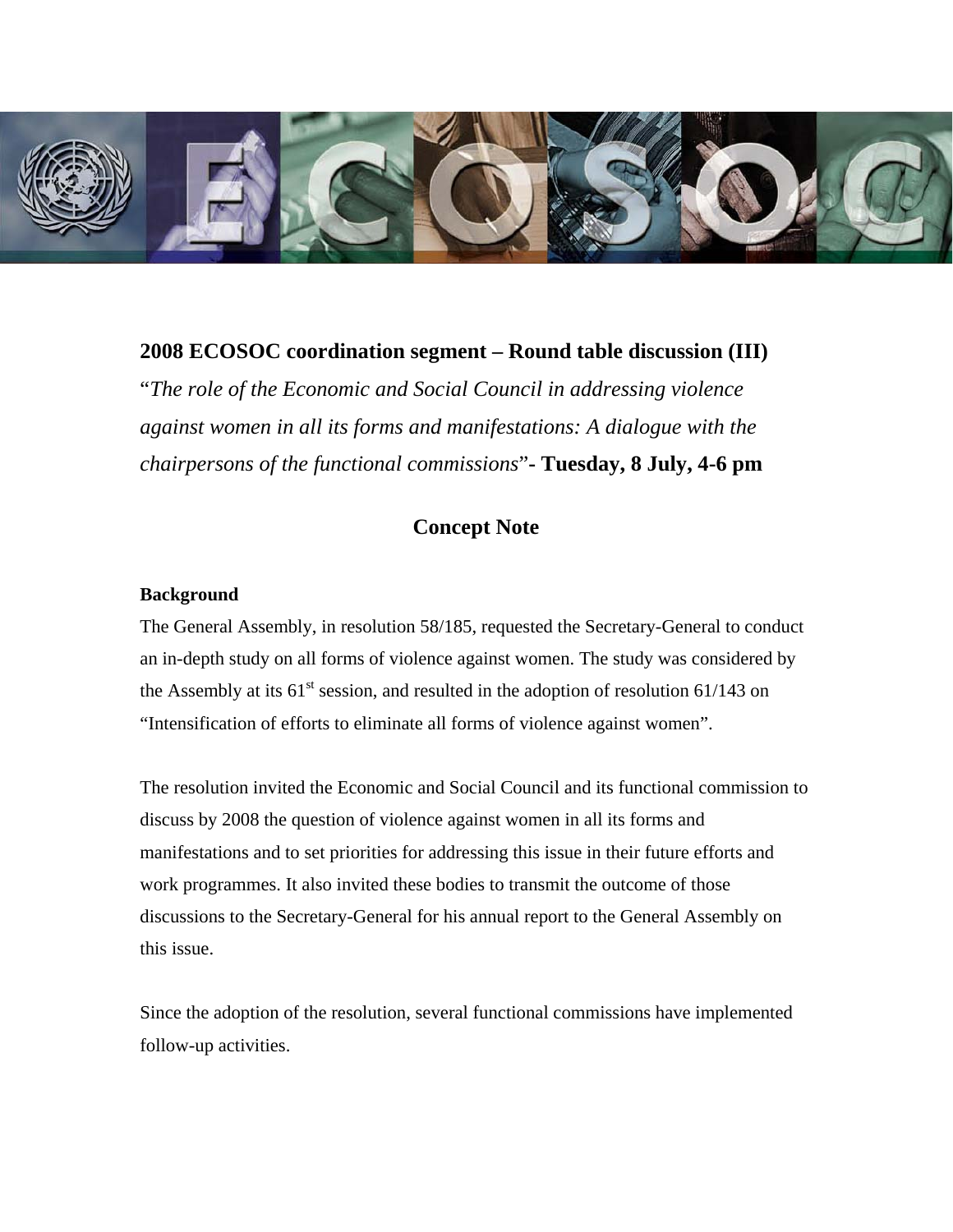**2008 ECOSOC coordination segment – Round table discussion (III)**

"*The role of the Economic and Social Council in addressing violence against women in all its forms and manifestations: A dialogue with the chairpersons of the functional commissions*"**- Tuesday, 8 July, 4-6 pm**

## Concept Note

**Background**

The General Assembly, in resolution 58/185, requested the Secretary-General to conduct an in-depth study on all forms of violence against women. The study was considered by the Assembly at its 61st session, and resulted in the adoption of resolution 61/143 on "Intensification of efforts to eliminate all forms of violence against women".

The resolution invited the Economic and Social Council and its functional commission to discuss by 2008 the question of violence against women in all its forms and manifestations and to set priorities for addressing this issue in their future efforts and work programmes. It also invited these bodies to transmit the outcome of those discussions to the Secretary-General for his annual report to the General Assembly on this issue.

Since the adoption of the resolution, several functional commissions have implemented follow-up activities.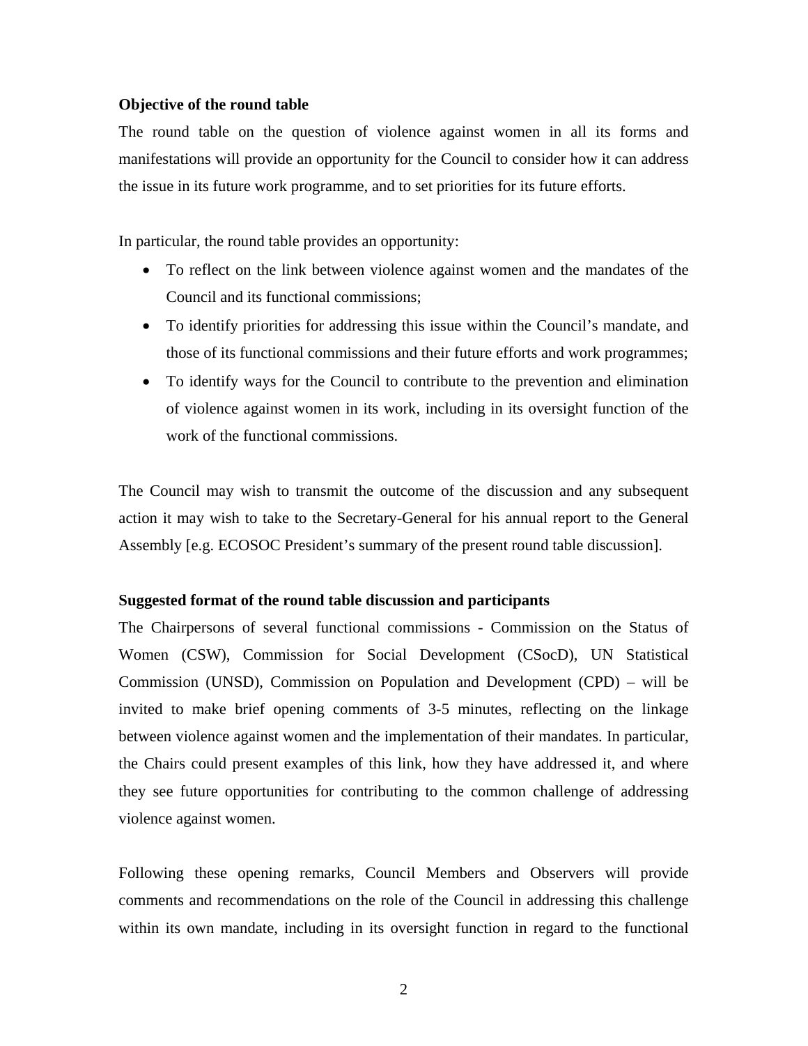**Objective of the round table**

The round table on the question of violence against women in all its forms and manifestations will provide an opportunity for the Council to consider how it can address the issue in its future work programme, and to set priorities for its future efforts.

In particular, the round table provides an opportunity:

- To reflect on the link between violence against women and the mandates of the Council and its functional commissions;
- To identify priorities for addressing this issue within the Council's mandate, and those of its functional commissions and their future efforts and work programmes;
- To identify ways for the Council to contribute to the prevention and elimination of violence against women in its work, including in its oversight function of the work of the functional commissions.

The Council may wish to transmit the outcome of the discussion and any subsequent action it may wish to take to the Secretary-General for his annual report to the General Assembly [e.g. ECOSOC President's summary of the present round table discussion].

**Suggested format of the round table discussion and participants**

The Chairpersons of several functional commissions - Commission on the Status of Women (CSW), Commission for Social Development (CSocD), UN Statistical Commission (UNSD), Commission on Population and Development (CPD) – will be invited to make brief opening comments of 3-5 minutes, reflecting on the linkage between violence against women and the implementation of their mandates. In particular, the Chairs could present examples of this link, how they have addressed it, and where they see future opportunities for contributing to the common challenge of addressing violence against women.

Following these opening remarks, Council Members and Observers will provide comments and recommendations on the role of the Council in addressing this challenge within its own mandate, including in its oversight function in regard to the functional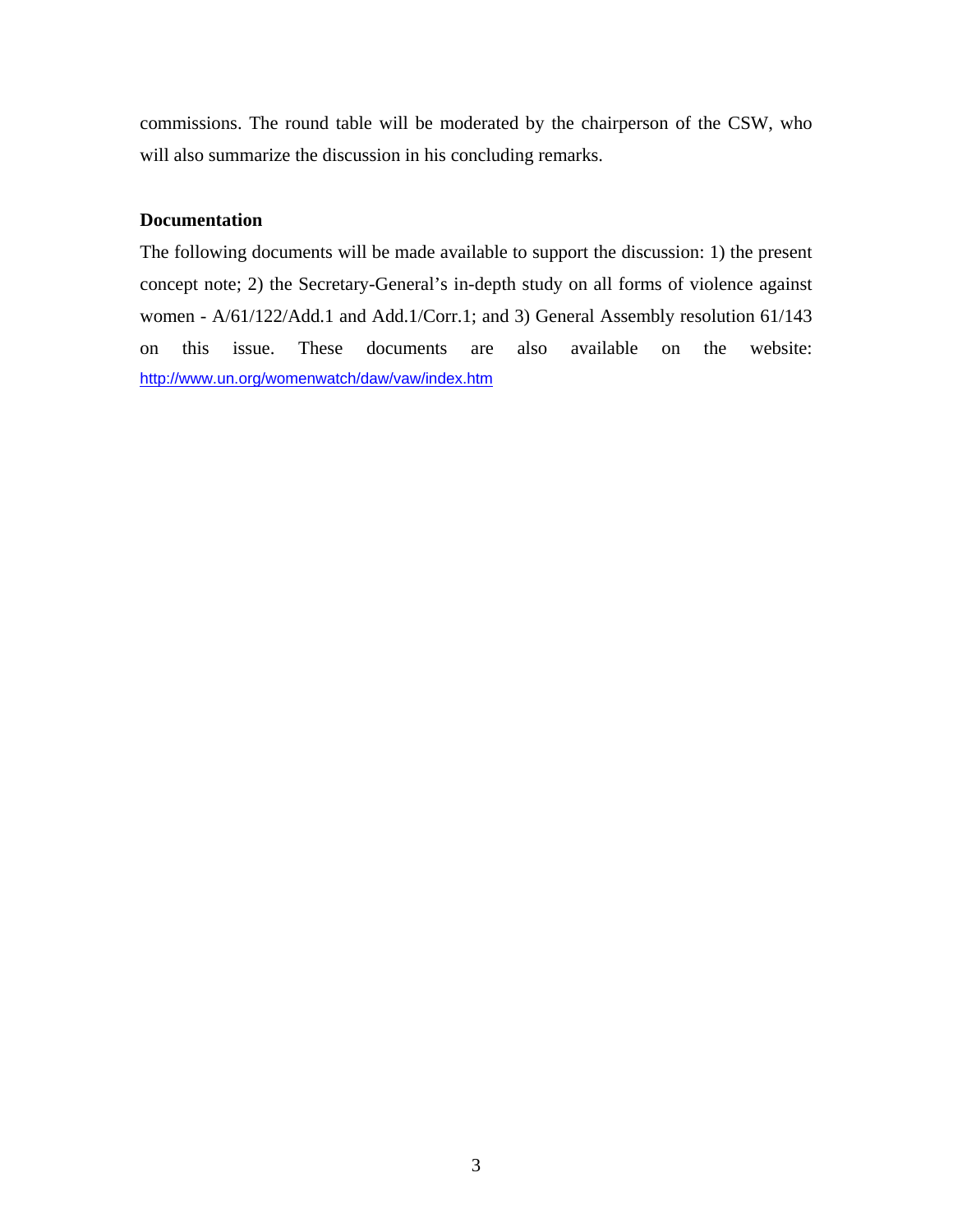commissions. The round table will be moderated by the chairperson of the CSW, who will also summarize the discussion in his concluding remarks.

**Documentation**

The following documents will be made available to support the discussion: 1) the present concept note; 2) the Secretary-General's in-depth study on all forms of violence against women - A/61/122/Add.1 and Add.1/Corr.1; and 3) General Assembly resolution 61/143 on this issue. These documents are also available on the website: http://www.un.org/womenwatch/daw/vaw/index.htm